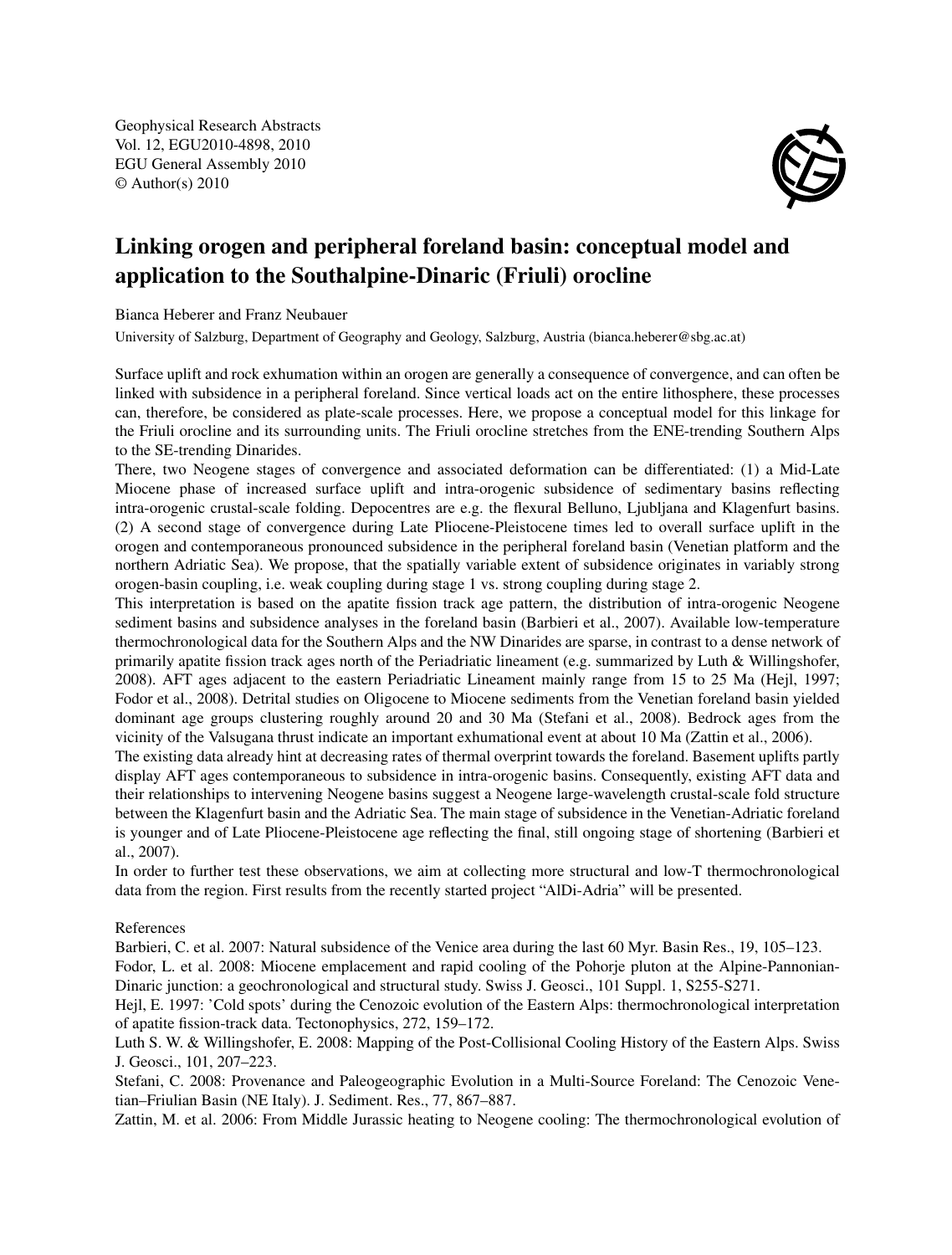# Linking orogen and peripheral foreland basin: conceptual model and application to the Southalpine-Dinaric (Friuli) orocline

Bianca Heberer and Franz Neubauer

University of Salzburg, Department of Geography and Geology, Salzburg, Austria (bianca.heberer@sbg.ac.at)

Surface uplift and rock exhumation within an orogen are generally a consequence of convergence, and can often be linked with subsidence in a peripheral foreland. Since vertical loads act on the entire lithosphere, these processes can, therefore, be considered as plate-scale processes. Here, we propose a conceptual model for this linkage for the Friuli orocline and its surrounding units. The Friuli orocline stretches from the ENE-trending Southern Alps to the SE-trending Dinarides.

There, two Neogene stages of convergence and associated deformation can be differentiated: (1) a Mid-Late Miocene phase of increased surface uplift and intra-orogenic subsidence of sedimentary basins reflecting intra-orogenic crustal-scale folding. Depocentres are e.g. the flexural Belluno, Ljubljana and Klagenfurt basins. (2) A second stage of convergence during Late Pliocene-Pleistocene times led to overall surface uplift in the orogen and contemporaneous pronounced subsidence in the peripheral foreland basin (Venetian platform and the northern Adriatic Sea). We propose, that the spatially variable extent of subsidence originates in variably strong orogen-basin coupling, i.e. weak coupling during stage 1 vs. strong coupling during stage 2.

This interpretation is based on the apatite fission track age pattern, the distribution of intra-orogenic Neogene sediment basins and subsidence analyses in the foreland basin (Barbieri et al., 2007). Available low-temperature thermochronological data for the Southern Alps and the NW Dinarides are sparse, in contrast to a dense network of primarily apatite fission track ages north of the Periadriatic lineament (e.g. summarized by Luth & Willingshofer, 2008). AFT ages adjacent to the eastern Periadriatic Lineament mainly range from 15 to 25 Ma (Hejl, 1997; Fodor et al., 2008). Detrital studies on Oligocene to Miocene sediments from the Venetian foreland basin yielded dominant age groups clustering roughly around 20 and 30 Ma (Stefani et al., 2008). Bedrock ages from the vicinity of the Valsugana thrust indicate an important exhumational event at about 10 Ma (Zattin et al., 2006).

The existing data already hint at decreasing rates of thermal overprint towards the foreland. Basement uplifts partly display AFT ages contemporaneous to subsidence in intra-orogenic basins. Consequently, existing AFT data and their relationships to intervening Neogene basins suggest a Neogene large-wavelength crustal-scale fold structure between the Klagenfurt basin and the Adriatic Sea. The main stage of subsidence in the Venetian-Adriatic foreland is younger and of Late Pliocene-Pleistocene age reflecting the final, still ongoing stage of shortening (Barbieri et al., 2007).

In order to further test these observations, we aim at collecting more structural and low-T thermochronological data from the region. First results from the recently started project "AlDi-Adria" will be presented.

References

Barbieri, C. et al. 2007: Natural subsidence of the Venice area during the last 60 Myr. Basin Res., 19, 105–123.

Fodor, L. et al. 2008: Miocene emplacement and rapid cooling of the Pohorje pluton at the Alpine-Pannonian-Dinaric junction: a geochronological and structural study. Swiss J. Geosci., 101 Suppl. 1, S255-S271.

Hejl, E. 1997: 'Cold spots' during the Cenozoic evolution of the Eastern Alps: thermochronological interpretation of apatite fission-track data. Tectonophysics, 272, 159–172.

Luth S. W. & Willingshofer, E. 2008: Mapping of the Post-Collisional Cooling History of the Eastern Alps. Swiss J. Geosci., 101, 207–223.

Stefani, C. 2008: Provenance and Paleogeographic Evolution in a Multi-Source Foreland: The Cenozoic Venetian–Friulian Basin (NE Italy). J. Sediment. Res., 77, 867–887.

Zattin, M. et al. 2006: From Middle Jurassic heating to Neogene cooling: The thermochronological evolution of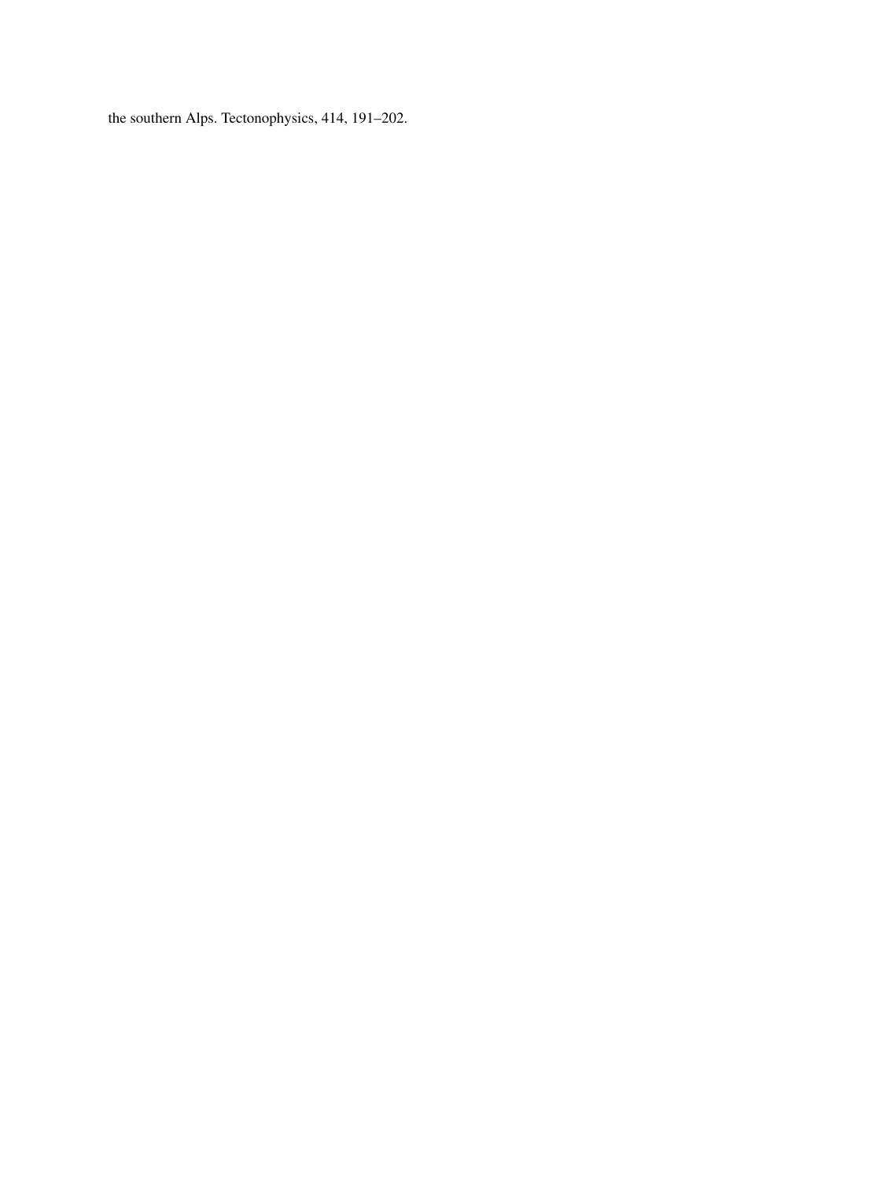the southern Alps. Tectonophysics, 414, 191–202.